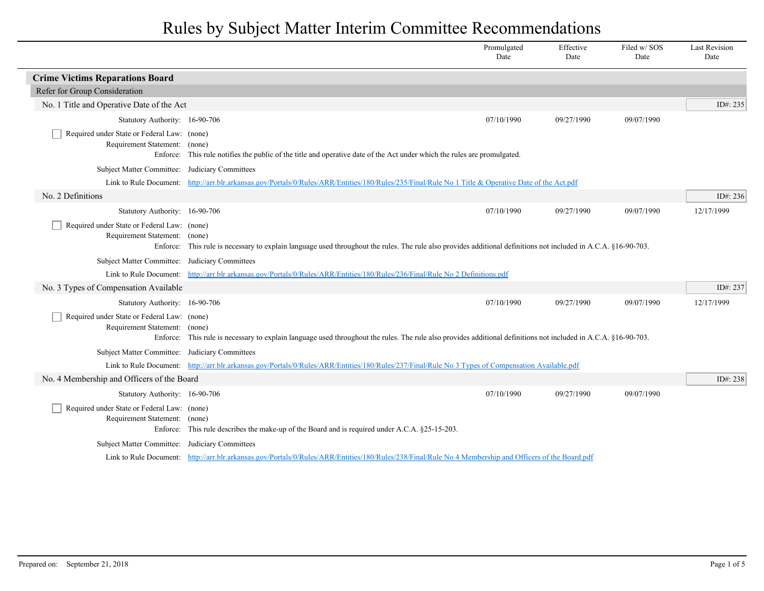# Rules by Subject Matter Interim Committee Recommendations

| | Promulgated Date | Effective Date | Filed w/ SOS Date | Last Revision Date |
|---|---|---|---|---|

## Crime Victims Reparations Board

### Refer for Group Consideration

#### No. 1 Title and Operative Date of the Act

ID#: 235

| | Promulgated Date | Effective Date | Filed w/ SOS Date | Last Revision Date |
|---|---|---|---|---|
| Statutory Authority: 16-90-706 | 07/10/1990 | 09/27/1990 | 09/07/1990 | |

- [ ] Required under State or Federal Law: (none)

Requirement Statement: (none)

Enforce: This rule notifies the public of the title and operative date of the Act under which the rules are promulgated.

Subject Matter Committee: Judiciary Committees

Link to Rule Document: http://arr.blr.arkansas.gov/Portals/0/Rules/ARR/Entities/180/Rules/235/Final/Rule No 1 Title & Operative Date of the Act.pdf

#### No. 2 Definitions

ID#: 236

| | Promulgated Date | Effective Date | Filed w/ SOS Date | Last Revision Date |
|---|---|---|---|---|
| Statutory Authority: 16-90-706 | 07/10/1990 | 09/27/1990 | 09/07/1990 | 12/17/1999 |

- [ ] Required under State or Federal Law: (none)

Requirement Statement: (none)

Enforce: This rule is necessary to explain language used throughout the rules. The rule also provides additional definitions not included in A.C.A. §16-90-703.

Subject Matter Committee: Judiciary Committees

Link to Rule Document: http://arr.blr.arkansas.gov/Portals/0/Rules/ARR/Entities/180/Rules/236/Final/Rule No 2 Definitions.pdf

#### No. 3 Types of Compensation Available

ID#: 237

| | Promulgated Date | Effective Date | Filed w/ SOS Date | Last Revision Date |
|---|---|---|---|---|
| Statutory Authority: 16-90-706 | 07/10/1990 | 09/27/1990 | 09/07/1990 | 12/17/1999 |

- [ ] Required under State or Federal Law: (none)

Requirement Statement: (none)

Enforce: This rule is necessary to explain language used throughout the rules. The rule also provides additional definitions not included in A.C.A. §16-90-703.

Subject Matter Committee: Judiciary Committees

Link to Rule Document: http://arr.blr.arkansas.gov/Portals/0/Rules/ARR/Entities/180/Rules/237/Final/Rule No 3 Types of Compensation Available.pdf

#### No. 4 Membership and Officers of the Board

ID#: 238

| | Promulgated Date | Effective Date | Filed w/ SOS Date | Last Revision Date |
|---|---|---|---|---|
| Statutory Authority: 16-90-706 | 07/10/1990 | 09/27/1990 | 09/07/1990 | |

- [ ] Required under State or Federal Law: (none)

Requirement Statement: (none)

Enforce: This rule describes the make-up of the Board and is required under A.C.A. §25-15-203.

Subject Matter Committee: Judiciary Committees

Link to Rule Document: http://arr.blr.arkansas.gov/Portals/0/Rules/ARR/Entities/180/Rules/238/Final/Rule No 4 Membership and Officers of the Board.pdf

Prepared on: September 21, 2018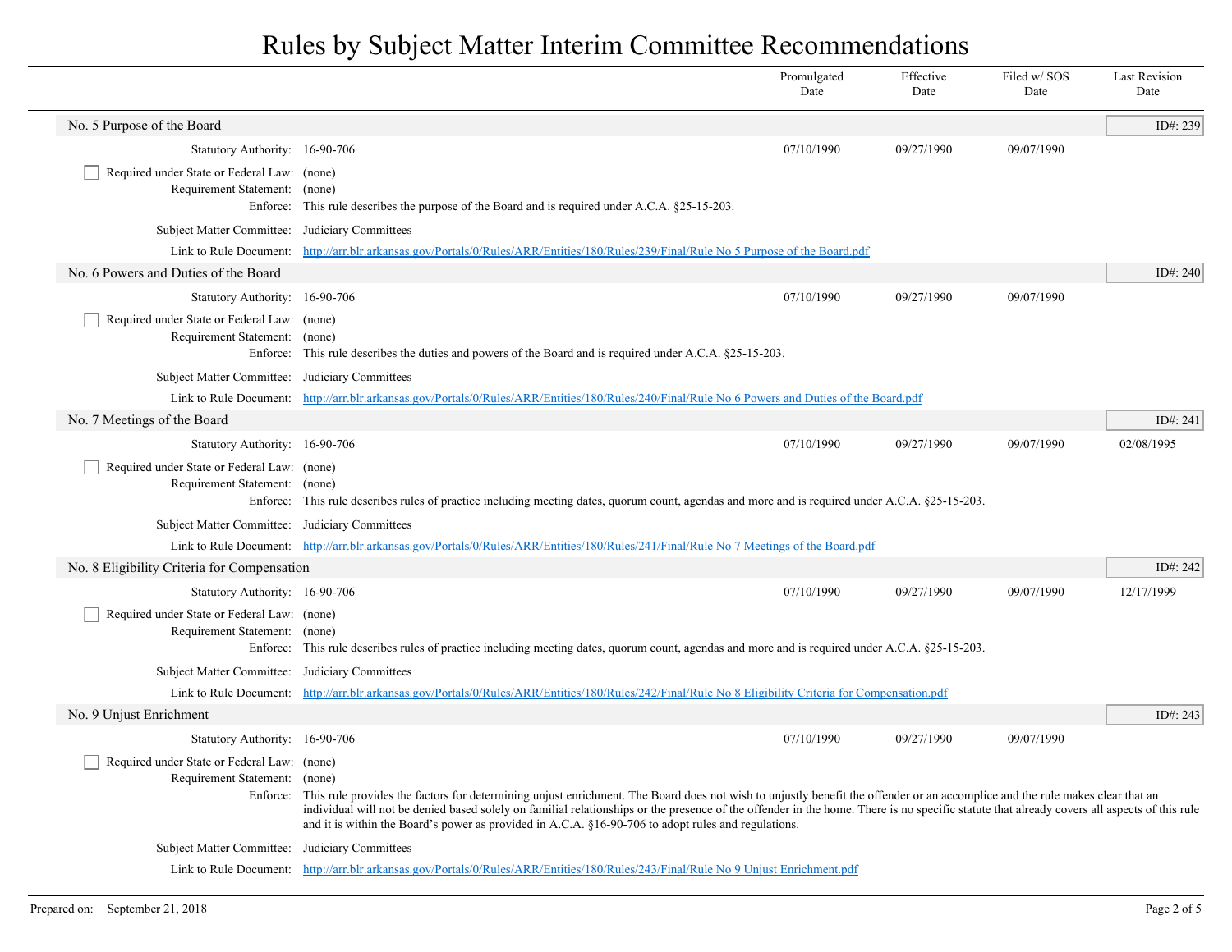# Rules by Subject Matter Interim Committee Recommendations

| | Promulgated Date | Effective Date | Filed w/ SOS Date | Last Revision Date |
|---|---|---|---|---|

## No. 5 Purpose of the Board

ID#: 239

| | | Promulgated Date | Effective Date | Filed w/ SOS Date | Last Revision Date |
|---|---|---|---|---|---|
| Statutory Authority: | 16-90-706 | 07/10/1990 | 09/27/1990 | 09/07/1990 | |

- [ ] Required under State or Federal Law: (none)

Requirement Statement: (none)

Enforce: This rule describes the purpose of the Board and is required under A.C.A. §25-15-203.

Subject Matter Committee: Judiciary Committees

Link to Rule Document: [http://arr.blr.arkansas.gov/Portals/0/Rules/ARR/Entities/180/Rules/239/Final/Rule No 5 Purpose of the Board.pdf](http://arr.blr.arkansas.gov/Portals/0/Rules/ARR/Entities/180/Rules/239/Final/Rule No 5 Purpose of the Board.pdf)

## No. 6 Powers and Duties of the Board

ID#: 240

| | | Promulgated Date | Effective Date | Filed w/ SOS Date | Last Revision Date |
|---|---|---|---|---|---|
| Statutory Authority: | 16-90-706 | 07/10/1990 | 09/27/1990 | 09/07/1990 | |

- [ ] Required under State or Federal Law: (none)

Requirement Statement: (none)

Enforce: This rule describes the duties and powers of the Board and is required under A.C.A. §25-15-203.

Subject Matter Committee: Judiciary Committees

Link to Rule Document: [http://arr.blr.arkansas.gov/Portals/0/Rules/ARR/Entities/180/Rules/240/Final/Rule No 6 Powers and Duties of the Board.pdf](http://arr.blr.arkansas.gov/Portals/0/Rules/ARR/Entities/180/Rules/240/Final/Rule No 6 Powers and Duties of the Board.pdf)

## No. 7 Meetings of the Board

ID#: 241

| | | Promulgated Date | Effective Date | Filed w/ SOS Date | Last Revision Date |
|---|---|---|---|---|---|
| Statutory Authority: | 16-90-706 | 07/10/1990 | 09/27/1990 | 09/07/1990 | 02/08/1995 |

- [ ] Required under State or Federal Law: (none)

Requirement Statement: (none)

Enforce: This rule describes rules of practice including meeting dates, quorum count, agendas and more and is required under A.C.A. §25-15-203.

Subject Matter Committee: Judiciary Committees

Link to Rule Document: [http://arr.blr.arkansas.gov/Portals/0/Rules/ARR/Entities/180/Rules/241/Final/Rule No 7 Meetings of the Board.pdf](http://arr.blr.arkansas.gov/Portals/0/Rules/ARR/Entities/180/Rules/241/Final/Rule No 7 Meetings of the Board.pdf)

## No. 8 Eligibility Criteria for Compensation

ID#: 242

| | | Promulgated Date | Effective Date | Filed w/ SOS Date | Last Revision Date |
|---|---|---|---|---|---|
| Statutory Authority: | 16-90-706 | 07/10/1990 | 09/27/1990 | 09/07/1990 | 12/17/1999 |

- [ ] Required under State or Federal Law: (none)

Requirement Statement: (none)

Enforce: This rule describes rules of practice including meeting dates, quorum count, agendas and more and is required under A.C.A. §25-15-203.

Subject Matter Committee: Judiciary Committees

Link to Rule Document: [http://arr.blr.arkansas.gov/Portals/0/Rules/ARR/Entities/180/Rules/242/Final/Rule No 8 Eligibility Criteria for Compensation.pdf](http://arr.blr.arkansas.gov/Portals/0/Rules/ARR/Entities/180/Rules/242/Final/Rule No 8 Eligibility Criteria for Compensation.pdf)

## No. 9 Unjust Enrichment

ID#: 243

| | | Promulgated Date | Effective Date | Filed w/ SOS Date | Last Revision Date |
|---|---|---|---|---|---|
| Statutory Authority: | 16-90-706 | 07/10/1990 | 09/27/1990 | 09/07/1990 | |

- [ ] Required under State or Federal Law: (none)

Requirement Statement: (none)

Enforce: This rule provides the factors for determining unjust enrichment. The Board does not wish to unjustly benefit the offender or an accomplice and the rule makes clear that an individual will not be denied based solely on familial relationships or the presence of the offender in the home. There is no specific statute that already covers all aspects of this rule and it is within the Board's power as provided in A.C.A. §16-90-706 to adopt rules and regulations.

Subject Matter Committee: Judiciary Committees

Link to Rule Document: [http://arr.blr.arkansas.gov/Portals/0/Rules/ARR/Entities/180/Rules/243/Final/Rule No 9 Unjust Enrichment.pdf](http://arr.blr.arkansas.gov/Portals/0/Rules/ARR/Entities/180/Rules/243/Final/Rule No 9 Unjust Enrichment.pdf)

Prepared on: September 21, 2018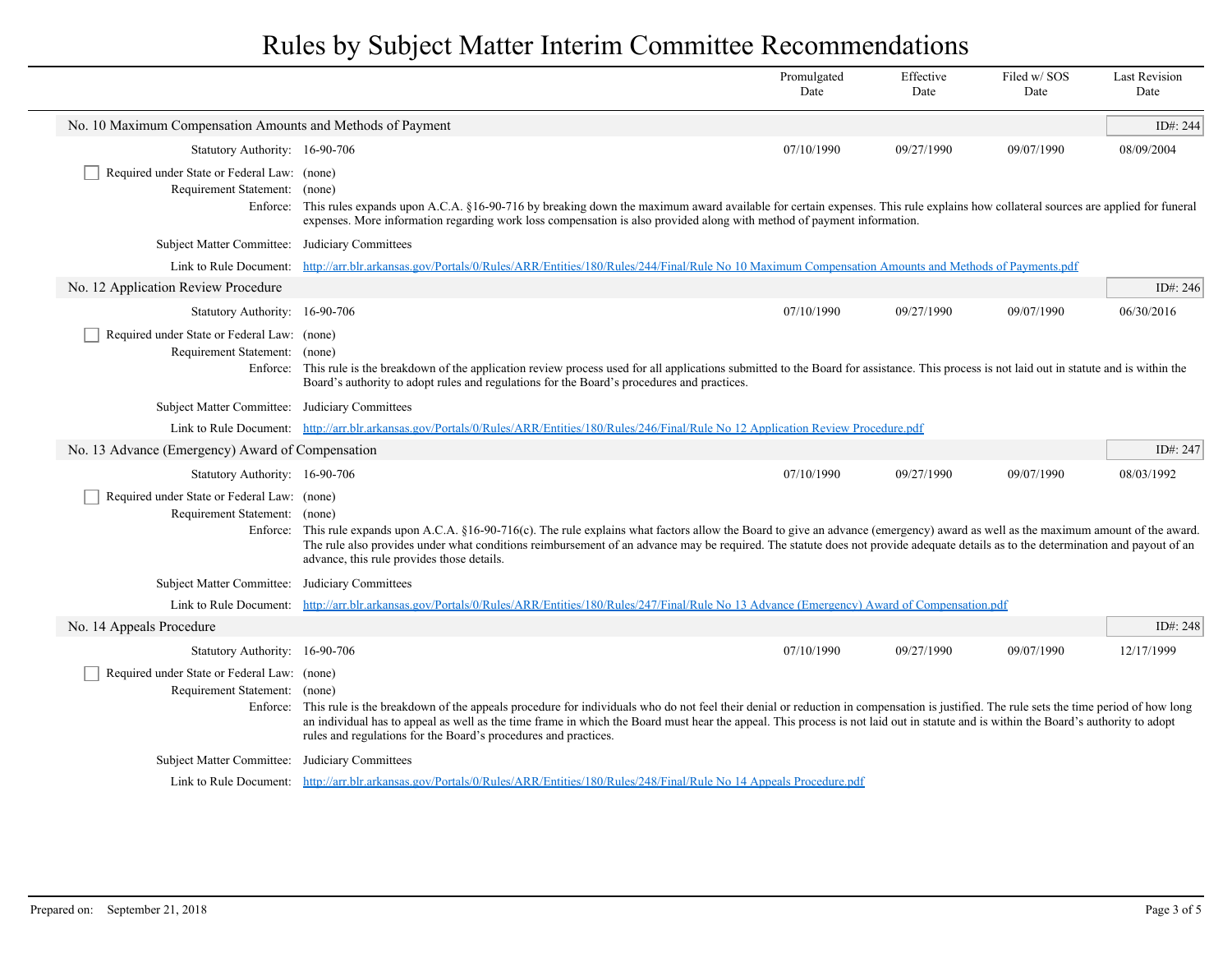# Rules by Subject Matter Interim Committee Recommendations

| | Promulgated Date | Effective Date | Filed w/ SOS Date | Last Revision Date |
|---|---|---|---|---|

## No. 10 Maximum Compensation Amounts and Methods of Payment

ID#: 244

| Statutory Authority: 16-90-706 | 07/10/1990 | 09/27/1990 | 09/07/1990 | 08/09/2004 |
|---|---|---|---|---|

- [ ] Required under State or Federal Law: (none)

Requirement Statement: (none)

Enforce: This rules expands upon A.C.A. §16-90-716 by breaking down the maximum award available for certain expenses. This rule explains how collateral sources are applied for funeral expenses. More information regarding work loss compensation is also provided along with method of payment information.

Subject Matter Committee: Judiciary Committees

Link to Rule Document: http://arr.blr.arkansas.gov/Portals/0/Rules/ARR/Entities/180/Rules/244/Final/Rule No 10 Maximum Compensation Amounts and Methods of Payments.pdf

## No. 12 Application Review Procedure

ID#: 246

| Statutory Authority: 16-90-706 | 07/10/1990 | 09/27/1990 | 09/07/1990 | 06/30/2016 |
|---|---|---|---|---|

- [ ] Required under State or Federal Law: (none)

Requirement Statement: (none)

Enforce: This rule is the breakdown of the application review process used for all applications submitted to the Board for assistance. This process is not laid out in statute and is within the Board's authority to adopt rules and regulations for the Board's procedures and practices.

Subject Matter Committee: Judiciary Committees

Link to Rule Document: http://arr.blr.arkansas.gov/Portals/0/Rules/ARR/Entities/180/Rules/246/Final/Rule No 12 Application Review Procedure.pdf

## No. 13 Advance (Emergency) Award of Compensation

ID#: 247

| Statutory Authority: 16-90-706 | 07/10/1990 | 09/27/1990 | 09/07/1990 | 08/03/1992 |
|---|---|---|---|---|

- [ ] Required under State or Federal Law: (none)

Requirement Statement: (none)

Enforce: This rule expands upon A.C.A. §16-90-716(c). The rule explains what factors allow the Board to give an advance (emergency) award as well as the maximum amount of the award. The rule also provides under what conditions reimbursement of an advance may be required. The statute does not provide adequate details as to the determination and payout of an advance, this rule provides those details.

Subject Matter Committee: Judiciary Committees

Link to Rule Document: http://arr.blr.arkansas.gov/Portals/0/Rules/ARR/Entities/180/Rules/247/Final/Rule No 13 Advance (Emergency) Award of Compensation.pdf

## No. 14 Appeals Procedure

ID#: 248

| Statutory Authority: 16-90-706 | 07/10/1990 | 09/27/1990 | 09/07/1990 | 12/17/1999 |
|---|---|---|---|---|

- [ ] Required under State or Federal Law: (none)

Requirement Statement: (none)

Enforce: This rule is the breakdown of the appeals procedure for individuals who do not feel their denial or reduction in compensation is justified. The rule sets the time period of how long an individual has to appeal as well as the time frame in which the Board must hear the appeal. This process is not laid out in statute and is within the Board's authority to adopt rules and regulations for the Board's procedures and practices.

Subject Matter Committee: Judiciary Committees

Link to Rule Document: http://arr.blr.arkansas.gov/Portals/0/Rules/ARR/Entities/180/Rules/248/Final/Rule No 14 Appeals Procedure.pdf

Prepared on: September 21, 2018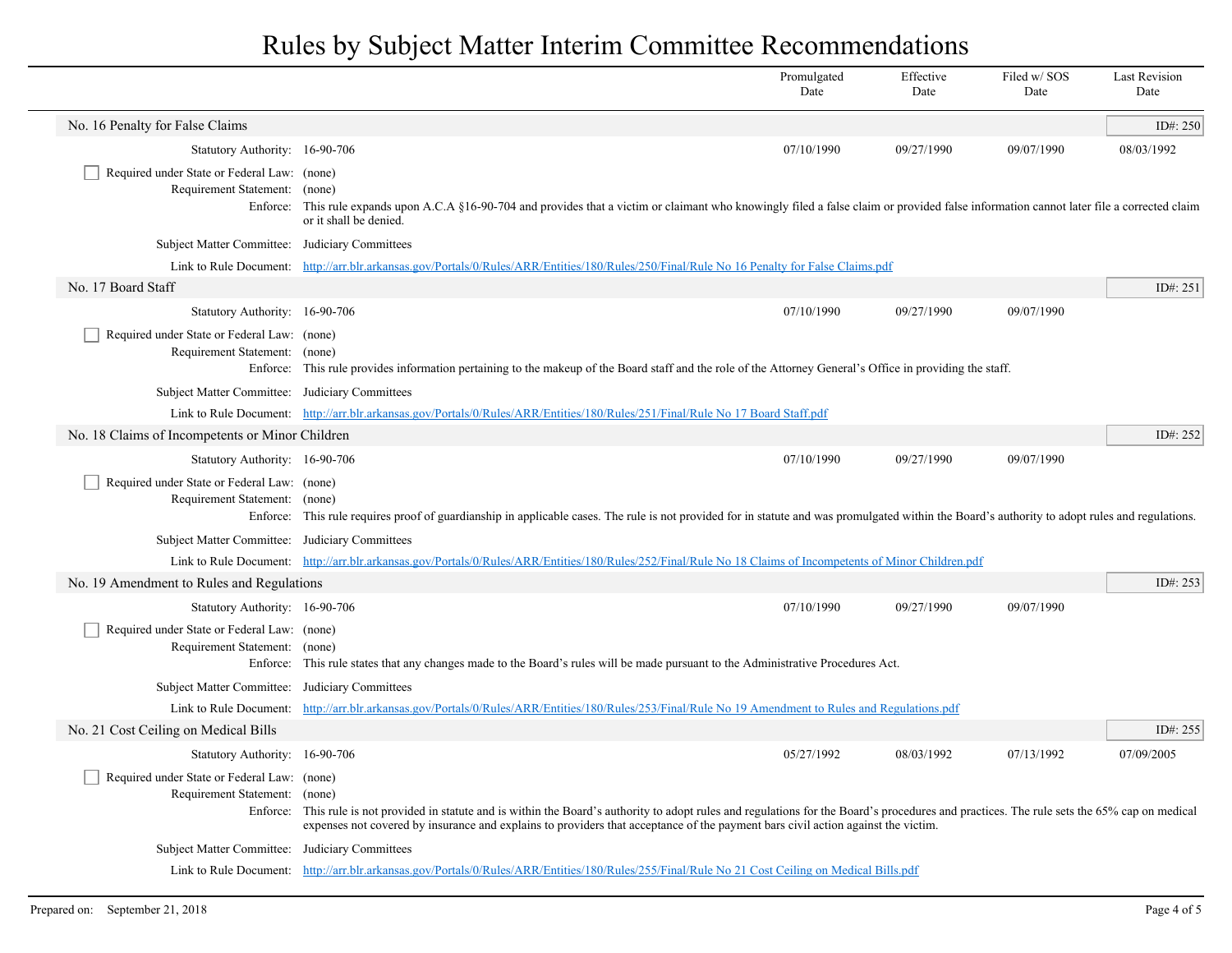# Rules by Subject Matter Interim Committee Recommendations

## No. 16 Penalty for False Claims

ID#: 250

| | | Promulgated Date | Effective Date | Filed w/ SOS Date | Last Revision Date |
|---|---|---|---|---|---|
| Statutory Authority: | 16-90-706 | 07/10/1990 | 09/27/1990 | 09/07/1990 | 08/03/1992 |

☐ Required under State or Federal Law: (none)

Requirement Statement: (none)

Enforce: This rule expands upon A.C.A §16-90-704 and provides that a victim or claimant who knowingly filed a false claim or provided false information cannot later file a corrected claim or it shall be denied.

Subject Matter Committee: Judiciary Committees

Link to Rule Document: [http://arr.blr.arkansas.gov/Portals/0/Rules/ARR/Entities/180/Rules/250/Final/Rule No 16 Penalty for False Claims.pdf](http://arr.blr.arkansas.gov/Portals/0/Rules/ARR/Entities/180/Rules/250/Final/Rule No 16 Penalty for False Claims.pdf)

## No. 17 Board Staff

ID#: 251

| | | Promulgated Date | Effective Date | Filed w/ SOS Date | Last Revision Date |
|---|---|---|---|---|---|
| Statutory Authority: | 16-90-706 | 07/10/1990 | 09/27/1990 | 09/07/1990 | |

☐ Required under State or Federal Law: (none)

Requirement Statement: (none)

Enforce: This rule provides information pertaining to the makeup of the Board staff and the role of the Attorney General's Office in providing the staff.

Subject Matter Committee: Judiciary Committees

Link to Rule Document: [http://arr.blr.arkansas.gov/Portals/0/Rules/ARR/Entities/180/Rules/251/Final/Rule No 17 Board Staff.pdf](http://arr.blr.arkansas.gov/Portals/0/Rules/ARR/Entities/180/Rules/251/Final/Rule No 17 Board Staff.pdf)

## No. 18 Claims of Incompetents or Minor Children

ID#: 252

| | | Promulgated Date | Effective Date | Filed w/ SOS Date | Last Revision Date |
|---|---|---|---|---|---|
| Statutory Authority: | 16-90-706 | 07/10/1990 | 09/27/1990 | 09/07/1990 | |

☐ Required under State or Federal Law: (none)

Requirement Statement: (none)

Enforce: This rule requires proof of guardianship in applicable cases. The rule is not provided for in statute and was promulgated within the Board's authority to adopt rules and regulations.

Subject Matter Committee: Judiciary Committees

Link to Rule Document: [http://arr.blr.arkansas.gov/Portals/0/Rules/ARR/Entities/180/Rules/252/Final/Rule No 18 Claims of Incompetents of Minor Children.pdf](http://arr.blr.arkansas.gov/Portals/0/Rules/ARR/Entities/180/Rules/252/Final/Rule No 18 Claims of Incompetents of Minor Children.pdf)

## No. 19 Amendment to Rules and Regulations

ID#: 253

| | | Promulgated Date | Effective Date | Filed w/ SOS Date | Last Revision Date |
|---|---|---|---|---|---|
| Statutory Authority: | 16-90-706 | 07/10/1990 | 09/27/1990 | 09/07/1990 | |

☐ Required under State or Federal Law: (none)

Requirement Statement: (none)

Enforce: This rule states that any changes made to the Board's rules will be made pursuant to the Administrative Procedures Act.

Subject Matter Committee: Judiciary Committees

Link to Rule Document: [http://arr.blr.arkansas.gov/Portals/0/Rules/ARR/Entities/180/Rules/253/Final/Rule No 19 Amendment to Rules and Regulations.pdf](http://arr.blr.arkansas.gov/Portals/0/Rules/ARR/Entities/180/Rules/253/Final/Rule No 19 Amendment to Rules and Regulations.pdf)

## No. 21 Cost Ceiling on Medical Bills

ID#: 255

| | | Promulgated Date | Effective Date | Filed w/ SOS Date | Last Revision Date |
|---|---|---|---|---|---|
| Statutory Authority: | 16-90-706 | 05/27/1992 | 08/03/1992 | 07/13/1992 | 07/09/2005 |

☐ Required under State or Federal Law: (none)

Requirement Statement: (none)

Enforce: This rule is not provided in statute and is within the Board's authority to adopt rules and regulations for the Board's procedures and practices. The rule sets the 65% cap on medical expenses not covered by insurance and explains to providers that acceptance of the payment bars civil action against the victim.

Subject Matter Committee: Judiciary Committees

Link to Rule Document: [http://arr.blr.arkansas.gov/Portals/0/Rules/ARR/Entities/180/Rules/255/Final/Rule No 21 Cost Ceiling on Medical Bills.pdf](http://arr.blr.arkansas.gov/Portals/0/Rules/ARR/Entities/180/Rules/255/Final/Rule No 21 Cost Ceiling on Medical Bills.pdf)

Prepared on: September 21, 2018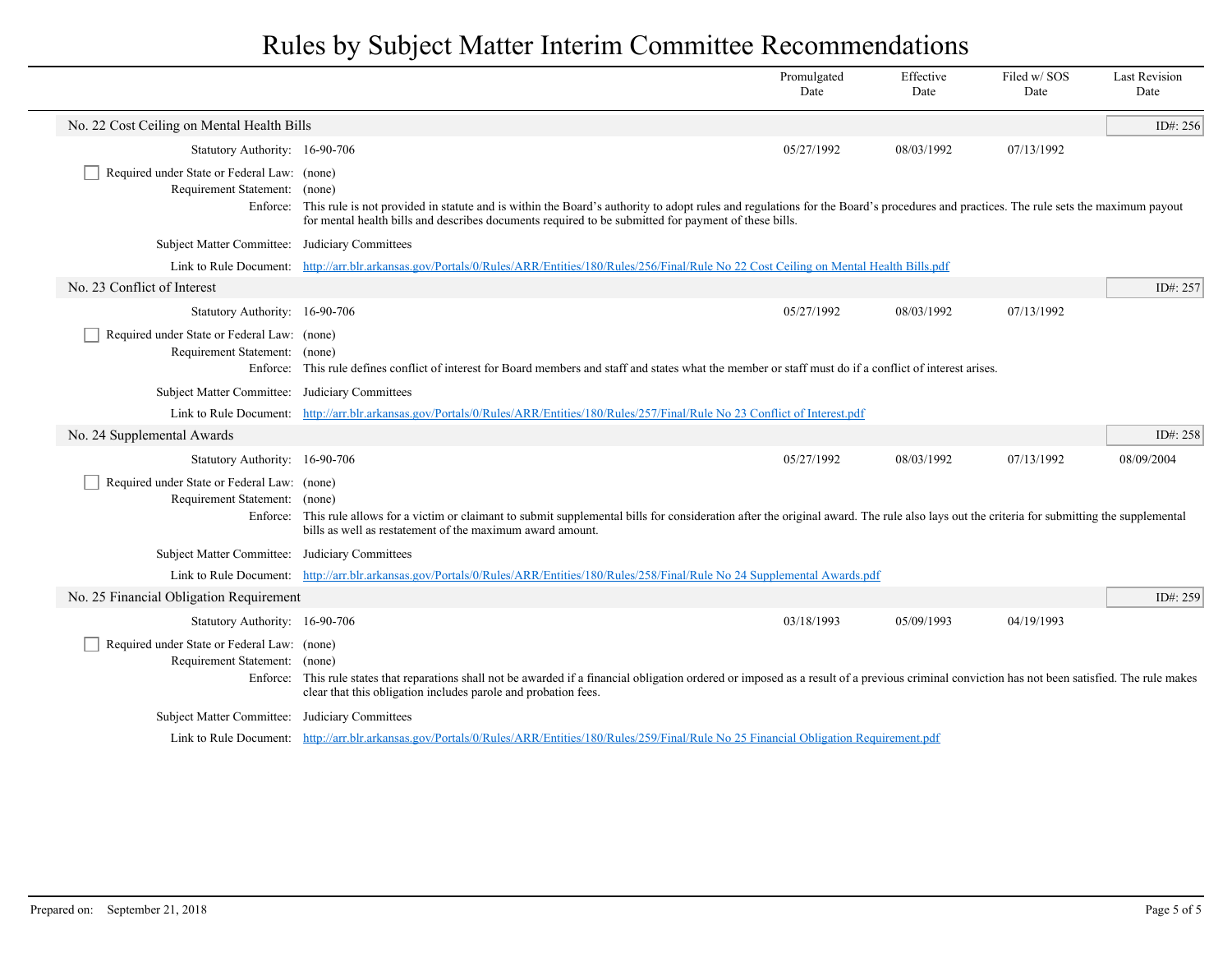# Rules by Subject Matter Interim Committee Recommendations

| | Promulgated Date | Effective Date | Filed w/ SOS Date | Last Revision Date |
|---|---|---|---|---|

## No. 22 Cost Ceiling on Mental Health Bills

ID#: 256

| | Promulgated Date | Effective Date | Filed w/ SOS Date | Last Revision Date |
|---|---|---|---|---|
| Statutory Authority: 16-90-706 | 05/27/1992 | 08/03/1992 | 07/13/1992 | |

- [ ] Required under State or Federal Law: (none)

Requirement Statement: (none)

Enforce: This rule is not provided in statute and is within the Board's authority to adopt rules and regulations for the Board's procedures and practices. The rule sets the maximum payout for mental health bills and describes documents required to be submitted for payment of these bills.

Subject Matter Committee: Judiciary Committees

Link to Rule Document: http://arr.blr.arkansas.gov/Portals/0/Rules/ARR/Entities/180/Rules/256/Final/Rule No 22 Cost Ceiling on Mental Health Bills.pdf

## No. 23 Conflict of Interest

ID#: 257

| | Promulgated Date | Effective Date | Filed w/ SOS Date | Last Revision Date |
|---|---|---|---|---|
| Statutory Authority: 16-90-706 | 05/27/1992 | 08/03/1992 | 07/13/1992 | |

- [ ] Required under State or Federal Law: (none)

Requirement Statement: (none)

Enforce: This rule defines conflict of interest for Board members and staff and states what the member or staff must do if a conflict of interest arises.

Subject Matter Committee: Judiciary Committees

Link to Rule Document: http://arr.blr.arkansas.gov/Portals/0/Rules/ARR/Entities/180/Rules/257/Final/Rule No 23 Conflict of Interest.pdf

## No. 24 Supplemental Awards

ID#: 258

| | Promulgated Date | Effective Date | Filed w/ SOS Date | Last Revision Date |
|---|---|---|---|---|
| Statutory Authority: 16-90-706 | 05/27/1992 | 08/03/1992 | 07/13/1992 | 08/09/2004 |

- [ ] Required under State or Federal Law: (none)

Requirement Statement: (none)

Enforce: This rule allows for a victim or claimant to submit supplemental bills for consideration after the original award. The rule also lays out the criteria for submitting the supplemental bills as well as restatement of the maximum award amount.

Subject Matter Committee: Judiciary Committees

Link to Rule Document: http://arr.blr.arkansas.gov/Portals/0/Rules/ARR/Entities/180/Rules/258/Final/Rule No 24 Supplemental Awards.pdf

## No. 25 Financial Obligation Requirement

ID#: 259

| | Promulgated Date | Effective Date | Filed w/ SOS Date | Last Revision Date |
|---|---|---|---|---|
| Statutory Authority: 16-90-706 | 03/18/1993 | 05/09/1993 | 04/19/1993 | |

- [ ] Required under State or Federal Law: (none)

Requirement Statement: (none)

Enforce: This rule states that reparations shall not be awarded if a financial obligation ordered or imposed as a result of a previous criminal conviction has not been satisfied. The rule makes clear that this obligation includes parole and probation fees.

Subject Matter Committee: Judiciary Committees

Link to Rule Document: http://arr.blr.arkansas.gov/Portals/0/Rules/ARR/Entities/180/Rules/259/Final/Rule No 25 Financial Obligation Requirement.pdf

Prepared on: September 21, 2018